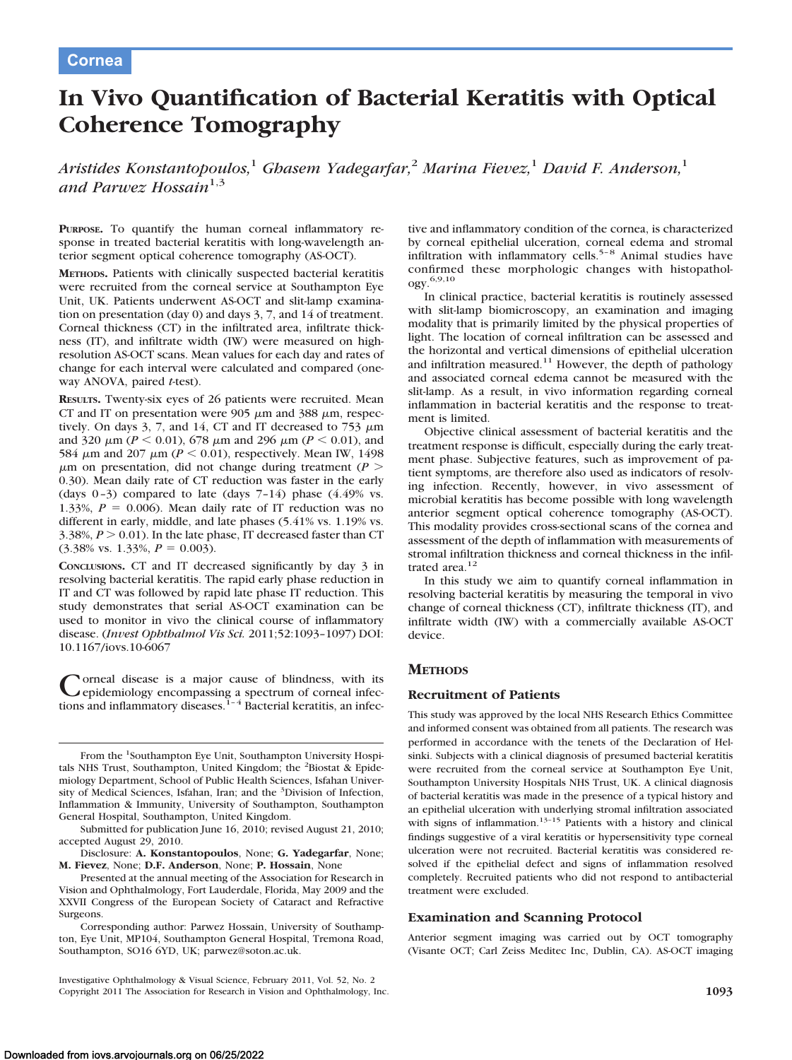Cornea

# In Vivo Quantification of Bacterial Keratitis with Optical Coherence Tomography

*Aristides Konstantopoulos,*[1] *Ghasem Yadegarfar,*[2] *Marina Fievez,*[1] *David F. Anderson,*[1] *and Parwez Hossain*[1,3]

**PURPOSE.** To quantify the human corneal inflammatory response in treated bacterial keratitis with long-wavelength anterior segment optical coherence tomography (AS-OCT).

**METHODS.** Patients with clinically suspected bacterial keratitis were recruited from the corneal service at Southampton Eye Unit, UK. Patients underwent AS-OCT and slit-lamp examination on presentation (day 0) and days 3, 7, and 14 of treatment. Corneal thickness (CT) in the infiltrated area, infiltrate thickness (IT), and infiltrate width (IW) were measured on high-resolution AS-OCT scans. Mean values for each day and rates of change for each interval were calculated and compared (one-way ANOVA, paired *t*-test).

**RESULTS.** Twenty-six eyes of 26 patients were recruited. Mean CT and IT on presentation were 905 μm and 388 μm, respectively. On days 3, 7, and 14, CT and IT decreased to 753 μm and 320 μm ($P < 0.01$), 678 μm and 296 μm ($P < 0.01$), and 584 μm and 207 μm ($P < 0.01$), respectively. Mean IW, 1498 μm on presentation, did not change during treatment ($P > 0.30$). Mean daily rate of CT reduction was faster in the early (days 0–3) compared to late (days 7–14) phase (4.49% vs. 1.33%, $P = 0.006$). Mean daily rate of IT reduction was no different in early, middle, and late phases (5.41% vs. 1.19% vs. 3.38%, $P > 0.01$). In the late phase, IT decreased faster than CT (3.38% vs. 1.33%, $P = 0.003$).

**CONCLUSIONS.** CT and IT decreased significantly by day 3 in resolving bacterial keratitis. The rapid early phase reduction in IT and CT was followed by rapid late phase IT reduction. This study demonstrates that serial AS-OCT examination can be used to monitor in vivo the clinical course of inflammatory disease. (*Invest Ophthalmol Vis Sci.* 2011;52:1093–1097) DOI: 10.1167/iovs.10-6067

Corneal disease is a major cause of blindness, with its epidemiology encompassing a spectrum of corneal infections and inflammatory diseases.[1–4] Bacterial keratitis, an infective and inflammatory condition of the cornea, is characterized by corneal epithelial ulceration, corneal edema and stromal infiltration with inflammatory cells.[5–8] Animal studies have confirmed these morphologic changes with histopathology.[6,9,10]

In clinical practice, bacterial keratitis is routinely assessed with slit-lamp biomicroscopy, an examination and imaging modality that is primarily limited by the physical properties of light. The location of corneal infiltration can be assessed and the horizontal and vertical dimensions of epithelial ulceration and infiltration measured.[11] However, the depth of pathology and associated corneal edema cannot be measured with the slit-lamp. As a result, in vivo information regarding corneal inflammation in bacterial keratitis and the response to treatment is limited.

Objective clinical assessment of bacterial keratitis and the treatment response is difficult, especially during the early treatment phase. Subjective features, such as improvement of patient symptoms, are therefore also used as indicators of resolving infection. Recently, however, in vivo assessment of microbial keratitis has become possible with long wavelength anterior segment optical coherence tomography (AS-OCT). This modality provides cross-sectional scans of the cornea and assessment of the depth of inflammation with measurements of stromal infiltration thickness and corneal thickness in the infiltrated area.[12]

In this study we aim to quantify corneal inflammation in resolving bacterial keratitis by measuring the temporal in vivo change of corneal thickness (CT), infiltrate thickness (IT), and infiltrate width (IW) with a commercially available AS-OCT device.

## METHODS

### Recruitment of Patients

This study was approved by the local NHS Research Ethics Committee and informed consent was obtained from all patients. The research was performed in accordance with the tenets of the Declaration of Helsinki. Subjects with a clinical diagnosis of presumed bacterial keratitis were recruited from the corneal service at Southampton Eye Unit, Southampton University Hospitals NHS Trust, UK. A clinical diagnosis of bacterial keratitis was made in the presence of a typical history and an epithelial ulceration with underlying stromal infiltration associated with signs of inflammation.[13–15] Patients with a history and clinical findings suggestive of a viral keratitis or hypersensitivity type corneal ulceration were not recruited. Bacterial keratitis was considered resolved if the epithelial defect and signs of inflammation resolved completely. Recruited patients who did not respond to antibacterial treatment were excluded.

### Examination and Scanning Protocol

Anterior segment imaging was carried out by OCT tomography (Visante OCT; Carl Zeiss Meditec Inc, Dublin, CA). AS-OCT imaging

From the [1]Southampton Eye Unit, Southampton University Hospitals NHS Trust, Southampton, United Kingdom; the [2]Biostat & Epidemiology Department, School of Public Health Sciences, Isfahan University of Medical Sciences, Isfahan, Iran; and the [3]Division of Infection, Inflammation & Immunity, University of Southampton, Southampton General Hospital, Southampton, United Kingdom.

Submitted for publication June 16, 2010; revised August 21, 2010; accepted August 29, 2010.

Disclosure: **A. Konstantopoulos**, None; **G. Yadegarfar**, None; **M. Fievez**, None; **D.F. Anderson**, None; **P. Hossain**, None

Presented at the annual meeting of the Association for Research in Vision and Ophthalmology, Fort Lauderdale, Florida, May 2009 and the XXVII Congress of the European Society of Cataract and Refractive Surgeons.

Corresponding author: Parwez Hossain, University of Southampton, Eye Unit, MP104, Southampton General Hospital, Tremona Road, Southampton, SO16 6YD, UK; parwez@soton.ac.uk.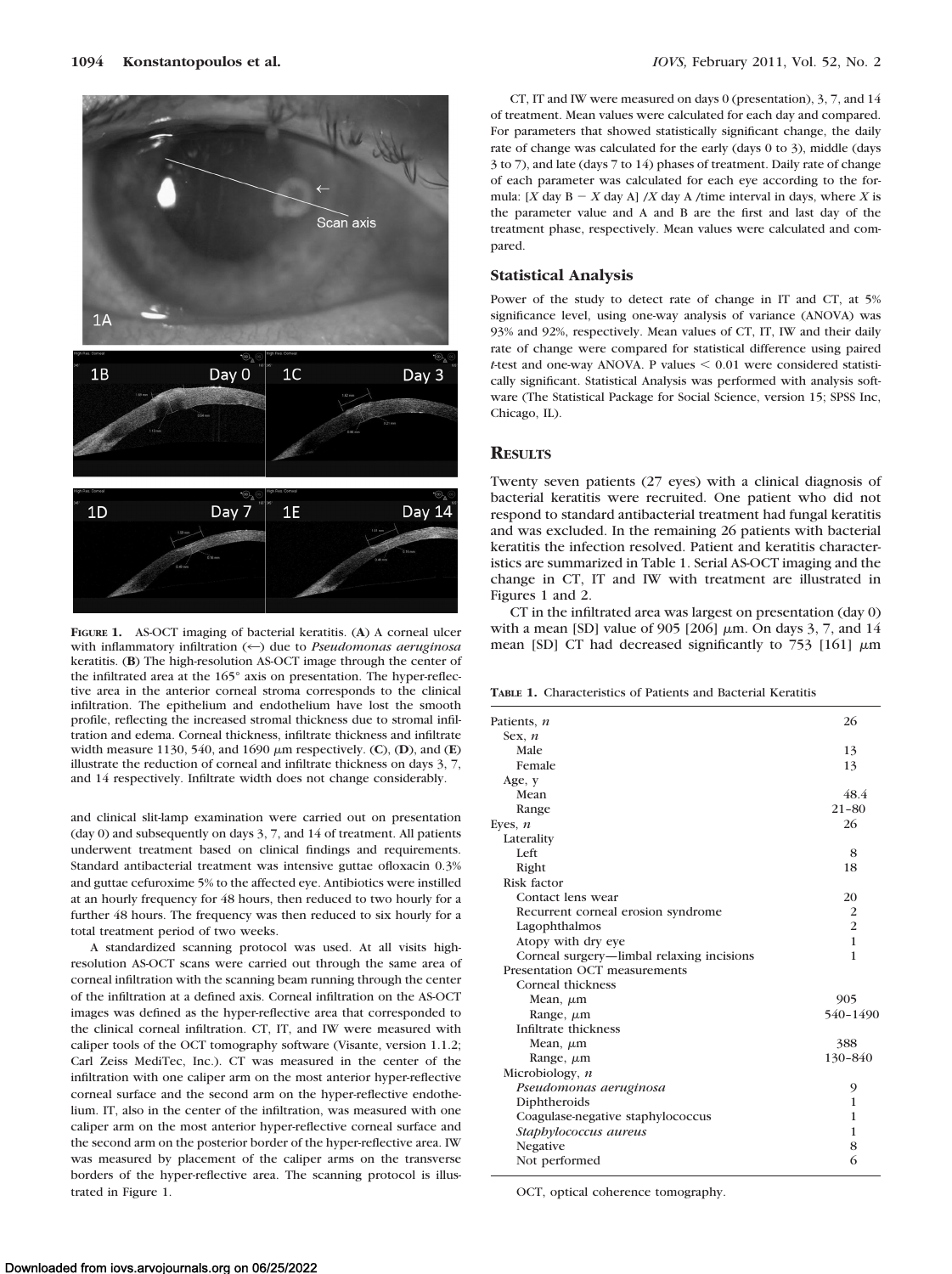**Figure 1.** AS-OCT imaging of bacterial keratitis. (**A**) A corneal ulcer with inflammatory infiltration (←) due to *Pseudomonas aeruginosa* keratitis. (**B**) The high-resolution AS-OCT image through the center of the infiltrated area at the 165° axis on presentation. The hyper-reflective area in the anterior corneal stroma corresponds to the clinical infiltration. The epithelium and endothelium have lost the smooth profile, reflecting the increased stromal thickness due to stromal infiltration and edema. Corneal thickness, infiltrate thickness and infiltrate width measure 1130, 540, and 1690 μm respectively. (**C**), (**D**), and (**E**) illustrate the reduction of corneal and infiltrate thickness on days 3, 7, and 14 respectively. Infiltrate width does not change considerably.

and clinical slit-lamp examination were carried out on presentation (day 0) and subsequently on days 3, 7, and 14 of treatment. All patients underwent treatment based on clinical findings and requirements. Standard antibacterial treatment was intensive guttae ofloxacin 0.3% and guttae cefuroxime 5% to the affected eye. Antibiotics were instilled at an hourly frequency for 48 hours, then reduced to two hourly for a further 48 hours. The frequency was then reduced to six hourly for a total treatment period of two weeks.

A standardized scanning protocol was used. At all visits high-resolution AS-OCT scans were carried out through the same area of corneal infiltration with the scanning beam running through the center of the infiltration at a defined axis. Corneal infiltration on the AS-OCT images was defined as the hyper-reflective area that corresponded to the clinical corneal infiltration. CT, IT, and IW were measured with caliper tools of the OCT tomography software (Visante, version 1.1.2; Carl Zeiss MediTec, Inc.). CT was measured in the center of the infiltration with one caliper arm on the most anterior hyper-reflective corneal surface and the second arm on the hyper-reflective endothelium. IT, also in the center of the infiltration, was measured with one caliper arm on the most anterior hyper-reflective corneal surface and the second arm on the posterior border of the hyper-reflective area. IW was measured by placement of the caliper arms on the transverse borders of the hyper-reflective area. The scanning protocol is illustrated in Figure 1.

CT, IT and IW were measured on days 0 (presentation), 3, 7, and 14 of treatment. Mean values were calculated for each day and compared. For parameters that showed statistically significant change, the daily rate of change was calculated for the early (days 0 to 3), middle (days 3 to 7), and late (days 7 to 14) phases of treatment. Daily rate of change of each parameter was calculated for each eye according to the formula: $[X \text{ day B} - X \text{ day A}] / X \text{ day A} / \text{time interval in days}$, where $X$ is the parameter value and A and B are the first and last day of the treatment phase, respectively. Mean values were calculated and compared.

### Statistical Analysis

Power of the study to detect rate of change in IT and CT, at 5% significance level, using one-way analysis of variance (ANOVA) was 93% and 92%, respectively. Mean values of CT, IT, IW and their daily rate of change were compared for statistical difference using paired *t*-test and one-way ANOVA. P values $< 0.01$ were considered statistically significant. Statistical Analysis was performed with analysis software (The Statistical Package for Social Science, version 15; SPSS Inc, Chicago, IL).

## Results

Twenty seven patients (27 eyes) with a clinical diagnosis of bacterial keratitis were recruited. One patient who did not respond to standard antibacterial treatment had fungal keratitis and was excluded. In the remaining 26 patients with bacterial keratitis the infection resolved. Patient and keratitis characteristics are summarized in Table 1. Serial AS-OCT imaging and the change in CT, IT and IW with treatment are illustrated in Figures 1 and 2.

CT in the infiltrated area was largest on presentation (day 0) with a mean [SD] value of 905 [206] μm. On days 3, 7, and 14 mean [SD] CT had decreased significantly to 753 [161] μm

**Table 1.** Characteristics of Patients and Bacterial Keratitis

| | |
|---|---|
| Patients, *n* | 26 |
| Sex, *n* | |
| Male | 13 |
| Female | 13 |
| Age, y | |
| Mean | 48.4 |
| Range | 21–80 |
| Eyes, *n* | 26 |
| Laterality | |
| Left | 8 |
| Right | 18 |
| Risk factor | |
| Contact lens wear | 20 |
| Recurrent corneal erosion syndrome | 2 |
| Lagophthalmos | 2 |
| Atopy with dry eye | 1 |
| Corneal surgery—limbal relaxing incisions | 1 |
| Presentation OCT measurements | |
| Corneal thickness | |
| Mean, μm | 905 |
| Range, μm | 540–1490 |
| Infiltrate thickness | |
| Mean, μm | 388 |
| Range, μm | 130–840 |
| Microbiology, *n* | |
| *Pseudomonas aeruginosa* | 9 |
| Diphtheroids | 1 |
| Coagulase-negative staphylococcus | 1 |
| *Staphylococcus aureus* | 1 |
| Negative | 8 |
| Not performed | 6 |

OCT, optical coherence tomography.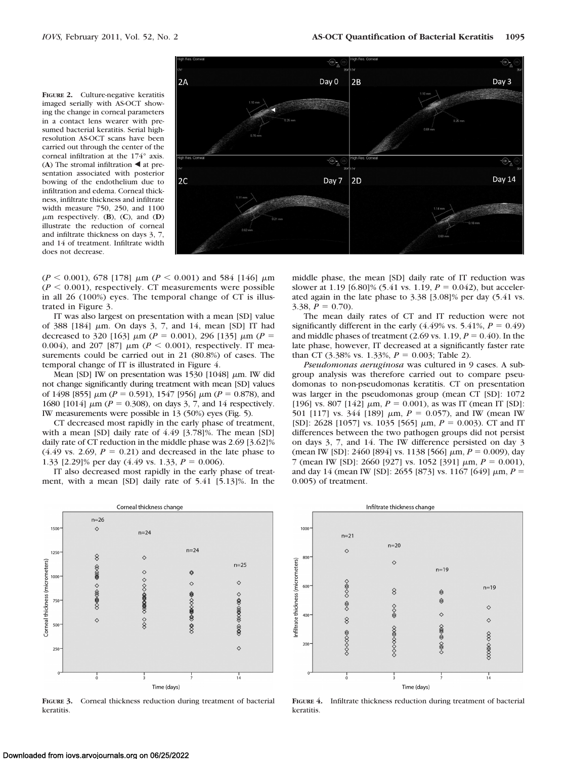**FIGURE 2.** Culture-negative keratitis imaged serially with AS-OCT showing the change in corneal parameters in a contact lens wearer with presumed bacterial keratitis. Serial high-resolution AS-OCT scans have been carried out through the center of the corneal infiltration at the 174° axis. (**A**) The stromal infiltration ◀ at presentation associated with posterior bowing of the endothelium due to infiltration and edema. Corneal thickness, infiltrate thickness and infiltrate width measure 750, 250, and 1100 μm respectively. (**B**), (**C**), and (**D**) illustrate the reduction of corneal and infiltrate thickness on days 3, 7, and 14 of treatment. Infiltrate width does not decrease.

($P < 0.001$), 678 [178] μm ($P < 0.001$) and 584 [146] μm ($P < 0.001$), respectively. CT measurements were possible in all 26 (100%) eyes. The temporal change of CT is illustrated in Figure 3.

IT was also largest on presentation with a mean [SD] value of 388 [184] μm. On days 3, 7, and 14, mean [SD] IT had decreased to 320 [163] μm ($P = 0.001$), 296 [135] μm ($P = 0.004$), and 207 [87] μm ($P < 0.001$), respectively. IT measurements could be carried out in 21 (80.8%) of cases. The temporal change of IT is illustrated in Figure 4.

Mean [SD] IW on presentation was 1530 [1048] μm. IW did not change significantly during treatment with mean [SD] values of 1498 [855] μm ($P = 0.591$), 1547 [956] μm ($P = 0.878$), and 1680 [1014] μm ($P = 0.308$), on days 3, 7, and 14 respectively. IW measurements were possible in 13 (50%) eyes (Fig. 5).

CT decreased most rapidly in the early phase of treatment, with a mean [SD] daily rate of 4.49 [3.78]%. The mean [SD] daily rate of CT reduction in the middle phase was 2.69 [3.62]% (4.49 vs. 2.69, $P = 0.21$) and decreased in the late phase to 1.33 [2.29]% per day (4.49 vs. 1.33, $P = 0.006$).

IT also decreased most rapidly in the early phase of treatment, with a mean [SD] daily rate of 5.41 [5.13]%. In the middle phase, the mean [SD] daily rate of IT reduction was slower at 1.19 [6.80]% (5.41 vs. 1.19, $P = 0.042$), but accelerated again in the late phase to 3.38 [3.08]% per day (5.41 vs. 3.38, $P = 0.70$).

The mean daily rates of CT and IT reduction were not significantly different in the early (4.49% vs. 5.41%, $P = 0.49$) and middle phases of treatment (2.69 vs. 1.19, $P = 0.40$). In the late phase, however, IT decreased at a significantly faster rate than CT (3.38% vs. 1.33%, $P = 0.003$; Table 2).

*Pseudomonas aeruginosa* was cultured in 9 cases. A subgroup analysis was therefore carried out to compare pseudomonas to non-pseudomonas keratitis. CT on presentation was larger in the pseudomonas group (mean CT [SD]: 1072 [196] vs. 807 [142] μm, $P = 0.001$), as was IT (mean IT [SD]: 501 [117] vs. 344 [189] μm, $P = 0.057$), and IW (mean IW [SD]: 2628 [1057] vs. 1035 [565] μm, $P = 0.003$). CT and IT differences between the two pathogen groups did not persist on days 3, 7, and 14. The IW difference persisted on day 3 (mean IW [SD]: 2460 [894] vs. 1138 [566] μm, $P = 0.009$), day 7 (mean IW [SD]: 2660 [927] vs. 1052 [391] μm, $P = 0.001$), and day 14 (mean IW [SD]: 2655 [873] vs. 1167 [649] μm, $P = 0.005$) of treatment.

**FIGURE 3.** Corneal thickness reduction during treatment of bacterial keratitis.

**FIGURE 4.** Infiltrate thickness reduction during treatment of bacterial keratitis.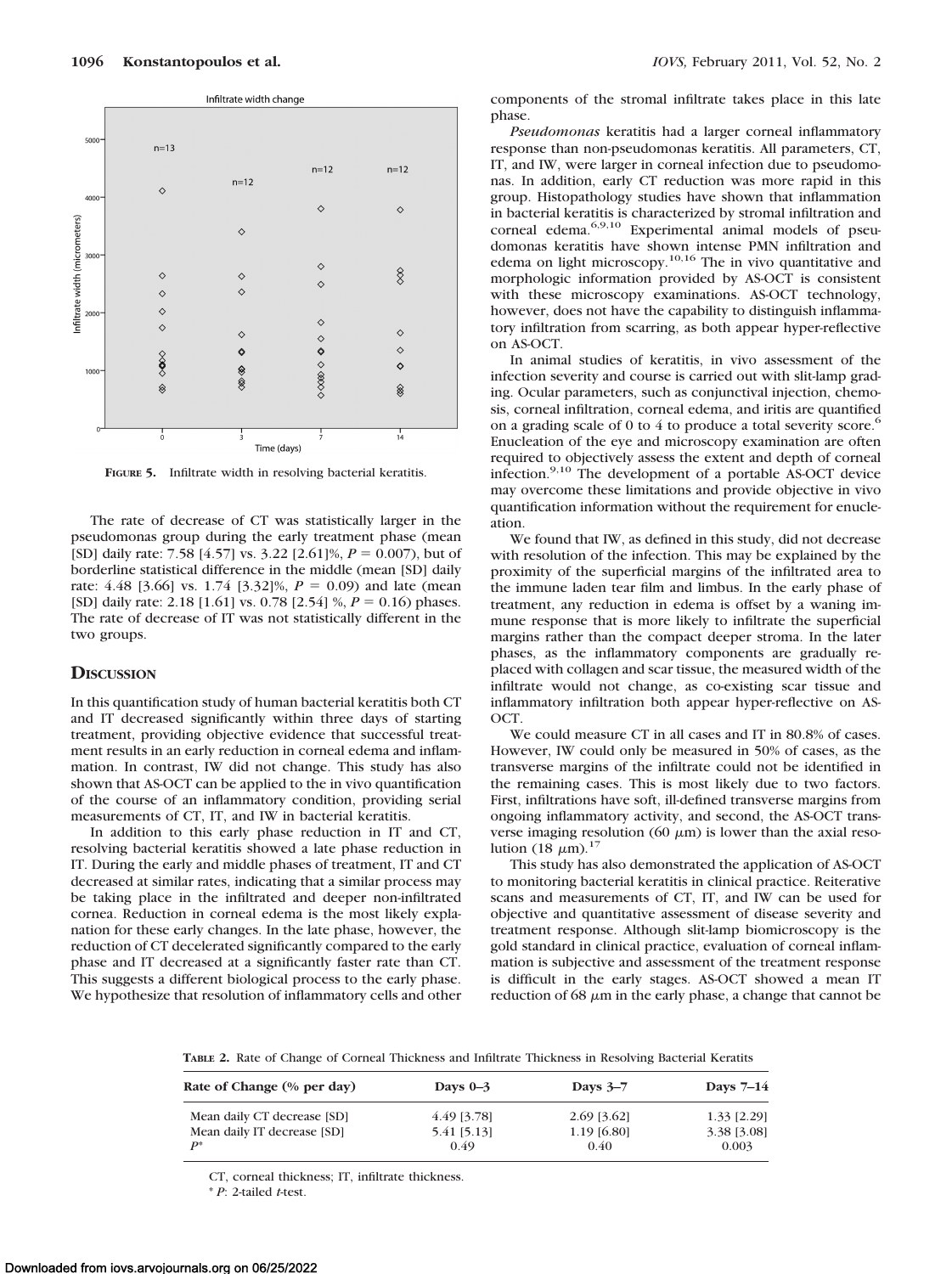Infiltrate width change

n=13

n=12

n=12

n=12

Infiltrate width (micrometers)

5000

4000

3000

2000

1000

0

0

3

7

14

Time (days)

**FIGURE 5.** Infiltrate width in resolving bacterial keratitis.

The rate of decrease of CT was statistically larger in the pseudomonas group during the early treatment phase (mean [SD] daily rate: 7.58 [4.57] vs. 3.22 [2.61]%, $P = 0.007$), but of borderline statistical difference in the middle (mean [SD] daily rate: 4.48 [3.66] vs. 1.74 [3.32]%, $P = 0.09$) and late (mean [SD] daily rate: 2.18 [1.61] vs. 0.78 [2.54] %, $P = 0.16$) phases. The rate of decrease of IT was not statistically different in the two groups.

## Discussion

In this quantification study of human bacterial keratitis both CT and IT decreased significantly within three days of starting treatment, providing objective evidence that successful treatment results in an early reduction in corneal edema and inflammation. In contrast, IW did not change. This study has also shown that AS-OCT can be applied to the in vivo quantification of the course of an inflammatory condition, providing serial measurements of CT, IT, and IW in bacterial keratitis.

In addition to this early phase reduction in IT and CT, resolving bacterial keratitis showed a late phase reduction in IT. During the early and middle phases of treatment, IT and CT decreased at similar rates, indicating that a similar process may be taking place in the infiltrated and deeper non-infiltrated cornea. Reduction in corneal edema is the most likely explanation for these early changes. In the late phase, however, the reduction of CT decelerated significantly compared to the early phase and IT decreased at a significantly faster rate than CT. This suggests a different biological process to the early phase. We hypothesize that resolution of inflammatory cells and other components of the stromal infiltrate takes place in this late phase.

*Pseudomonas* keratitis had a larger corneal inflammatory response than non-pseudomonas keratitis. All parameters, CT, IT, and IW, were larger in corneal infection due to pseudomonas. In addition, early CT reduction was more rapid in this group. Histopathology studies have shown that inflammation in bacterial keratitis is characterized by stromal infiltration and corneal edema.[6,9,10] Experimental animal models of pseudomonas keratitis have shown intense PMN infiltration and edema on light microscopy.[10,16] The in vivo quantitative and morphologic information provided by AS-OCT is consistent with these microscopy examinations. AS-OCT technology, however, does not have the capability to distinguish inflammatory infiltration from scarring, as both appear hyper-reflective on AS-OCT.

In animal studies of keratitis, in vivo assessment of the infection severity and course is carried out with slit-lamp grading. Ocular parameters, such as conjunctival injection, chemosis, corneal infiltration, corneal edema, and iritis are quantified on a grading scale of 0 to 4 to produce a total severity score.[6] Enucleation of the eye and microscopy examination are often required to objectively assess the extent and depth of corneal infection.[9,10] The development of a portable AS-OCT device may overcome these limitations and provide objective in vivo quantification information without the requirement for enucleation.

We found that IW, as defined in this study, did not decrease with resolution of the infection. This may be explained by the proximity of the superficial margins of the infiltrated area to the immune laden tear film and limbus. In the early phase of treatment, any reduction in edema is offset by a waning immune response that is more likely to infiltrate the superficial margins rather than the compact deeper stroma. In the later phases, as the inflammatory components are gradually replaced with collagen and scar tissue, the measured width of the infiltrate would not change, as co-existing scar tissue and inflammatory infiltration both appear hyper-reflective on AS-OCT.

We could measure CT in all cases and IT in 80.8% of cases. However, IW could only be measured in 50% of cases, as the transverse margins of the infiltrate could not be identified in the remaining cases. This is most likely due to two factors. First, infiltrations have soft, ill-defined transverse margins from ongoing inflammatory activity, and second, the AS-OCT transverse imaging resolution (60 μm) is lower than the axial resolution (18 μm).[17]

This study has also demonstrated the application of AS-OCT to monitoring bacterial keratitis in clinical practice. Reiterative scans and measurements of CT, IT, and IW can be used for objective and quantitative assessment of disease severity and treatment response. Although slit-lamp biomicroscopy is the gold standard in clinical practice, evaluation of corneal inflammation is subjective and assessment of the treatment response is difficult in the early stages. AS-OCT showed a mean IT reduction of 68 μm in the early phase, a change that cannot be

**TABLE 2.** Rate of Change of Corneal Thickness and Infiltrate Thickness in Resolving Bacterial Keratits

| Rate of Change (% per day) | Days 0–3 | Days 3–7 | Days 7–14 |
|---|---|---|---|
| Mean daily CT decrease [SD] | 4.49 [3.78] | 2.69 [3.62] | 1.33 [2.29] |
| Mean daily IT decrease [SD] | 5.41 [5.13] | 1.19 [6.80] | 3.38 [3.08] |
| $P$* | 0.49 | 0.40 | 0.003 |

CT, corneal thickness; IT, infiltrate thickness.

* $P$: 2-tailed $t$-test.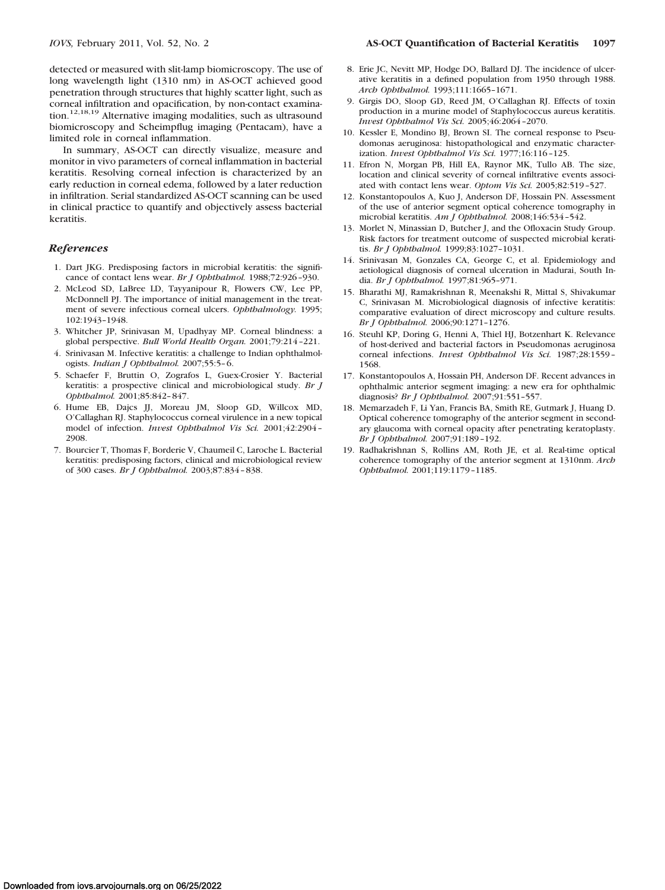detected or measured with slit-lamp biomicroscopy. The use of long wavelength light (1310 nm) in AS-OCT achieved good penetration through structures that highly scatter light, such as corneal infiltration and opacification, by non-contact examination.[12,18,19] Alternative imaging modalities, such as ultrasound biomicroscopy and Scheimpflug imaging (Pentacam), have a limited role in corneal inflammation.

In summary, AS-OCT can directly visualize, measure and monitor in vivo parameters of corneal inflammation in bacterial keratitis. Resolving corneal infection is characterized by an early reduction in corneal edema, followed by a later reduction in infiltration. Serial standardized AS-OCT scanning can be used in clinical practice to quantify and objectively assess bacterial keratitis.

## *References*

1. Dart JKG. Predisposing factors in microbial keratitis: the significance of contact lens wear. *Br J Ophthalmol.* 1988;72:926–930.
2. McLeod SD, LaBree LD, Tayyanipour R, Flowers CW, Lee PP, McDonnell PJ. The importance of initial management in the treatment of severe infectious corneal ulcers. *Ophthalmology.* 1995; 102:1943–1948.
3. Whitcher JP, Srinivasan M, Upadhyay MP. Corneal blindness: a global perspective. *Bull World Health Organ.* 2001;79:214–221.
4. Srinivasan M. Infective keratitis: a challenge to Indian ophthalmologists. *Indian J Ophthalmol.* 2007;55:5–6.
5. Schaefer F, Bruttin O, Zografos L, Guex-Crosier Y. Bacterial keratitis: a prospective clinical and microbiological study. *Br J Ophthalmol.* 2001;85:842–847.
6. Hume EB, Dajcs JJ, Moreau JM, Sloop GD, Willcox MD, O'Callaghan RJ. Staphylococcus corneal virulence in a new topical model of infection. *Invest Ophthalmol Vis Sci.* 2001;42:2904–2908.
7. Bourcier T, Thomas F, Borderie V, Chaumeil C, Laroche L. Bacterial keratitis: predisposing factors, clinical and microbiological review of 300 cases. *Br J Ophthalmol.* 2003;87:834–838.
8. Erie JC, Nevitt MP, Hodge DO, Ballard DJ. The incidence of ulcerative keratitis in a defined population from 1950 through 1988. *Arch Ophthalmol.* 1993;111:1665–1671.
9. Girgis DO, Sloop GD, Reed JM, O'Callaghan RJ. Effects of toxin production in a murine model of Staphylococcus aureus keratitis. *Invest Ophthalmol Vis Sci.* 2005;46:2064–2070.
10. Kessler E, Mondino BJ, Brown SI. The corneal response to Pseudomonas aeruginosa: histopathological and enzymatic characterization. *Invest Ophthalmol Vis Sci.* 1977;16:116–125.
11. Efron N, Morgan PB, Hill EA, Raynor MK, Tullo AB. The size, location and clinical severity of corneal infiltrative events associated with contact lens wear. *Optom Vis Sci.* 2005;82:519–527.
12. Konstantopoulos A, Kuo J, Anderson DF, Hossain PN. Assessment of the use of anterior segment optical coherence tomography in microbial keratitis. *Am J Ophthalmol.* 2008;146:534–542.
13. Morlet N, Minassian D, Butcher J, and the Ofloxacin Study Group. Risk factors for treatment outcome of suspected microbial keratitis. *Br J Ophthalmol.* 1999;83:1027–1031.
14. Srinivasan M, Gonzales CA, George C, et al. Epidemiology and aetiological diagnosis of corneal ulceration in Madurai, South India. *Br J Ophthalmol.* 1997;81:965–971.
15. Bharathi MJ, Ramakrishnan R, Meenakshi R, Mittal S, Shivakumar C, Srinivasan M. Microbiological diagnosis of infective keratitis: comparative evaluation of direct microscopy and culture results. *Br J Ophthalmol.* 2006;90:1271–1276.
16. Steuhl KP, Doring G, Henni A, Thiel HJ, Botzenhart K. Relevance of host-derived and bacterial factors in Pseudomonas aeruginosa corneal infections. *Invest Ophthalmol Vis Sci.* 1987;28:1559–1568.
17. Konstantopoulos A, Hossain PH, Anderson DF. Recent advances in ophthalmic anterior segment imaging: a new era for ophthalmic diagnosis? *Br J Ophthalmol.* 2007;91:551–557.
18. Memarzadeh F, Li Yan, Francis BA, Smith RE, Gutmark J, Huang D. Optical coherence tomography of the anterior segment in secondary glaucoma with corneal opacity after penetrating keratoplasty. *Br J Ophthalmol.* 2007;91:189–192.
19. Radhakrishnan S, Rollins AM, Roth JE, et al. Real-time optical coherence tomography of the anterior segment at 1310nm. *Arch Ophthalmol.* 2001;119:1179–1185.